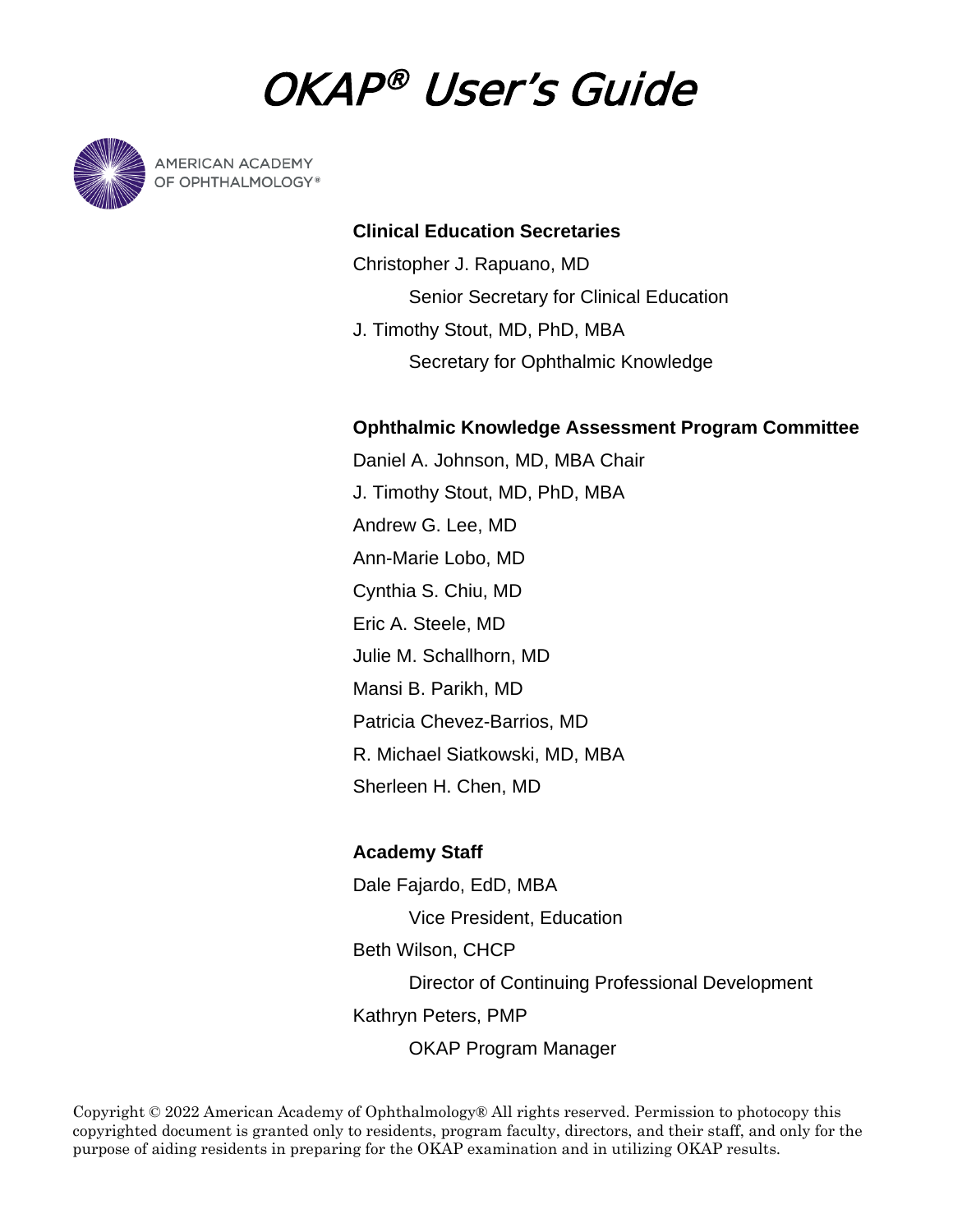# OKAP® User's Guide

AMERICAN ACADEMY OF OPHTHALMOLOGY®

**Clinical Education Secretaries**

Christopher J. Rapuano, MD
    Senior Secretary for Clinical Education

J. Timothy Stout, MD, PhD, MBA
    Secretary for Ophthalmic Knowledge

**Ophthalmic Knowledge Assessment Program Committee**

Daniel A. Johnson, MD, MBA Chair

J. Timothy Stout, MD, PhD, MBA

Andrew G. Lee, MD

Ann-Marie Lobo, MD

Cynthia S. Chiu, MD

Eric A. Steele, MD

Julie M. Schallhorn, MD

Mansi B. Parikh, MD

Patricia Chevez-Barrios, MD

R. Michael Siatkowski, MD, MBA

Sherleen H. Chen, MD

**Academy Staff**

Dale Fajardo, EdD, MBA
    Vice President, Education

Beth Wilson, CHCP
    Director of Continuing Professional Development

Kathryn Peters, PMP
    OKAP Program Manager

Copyright © 2022 American Academy of Ophthalmology® All rights reserved. Permission to photocopy this copyrighted document is granted only to residents, program faculty, directors, and their staff, and only for the purpose of aiding residents in preparing for the OKAP examination and in utilizing OKAP results.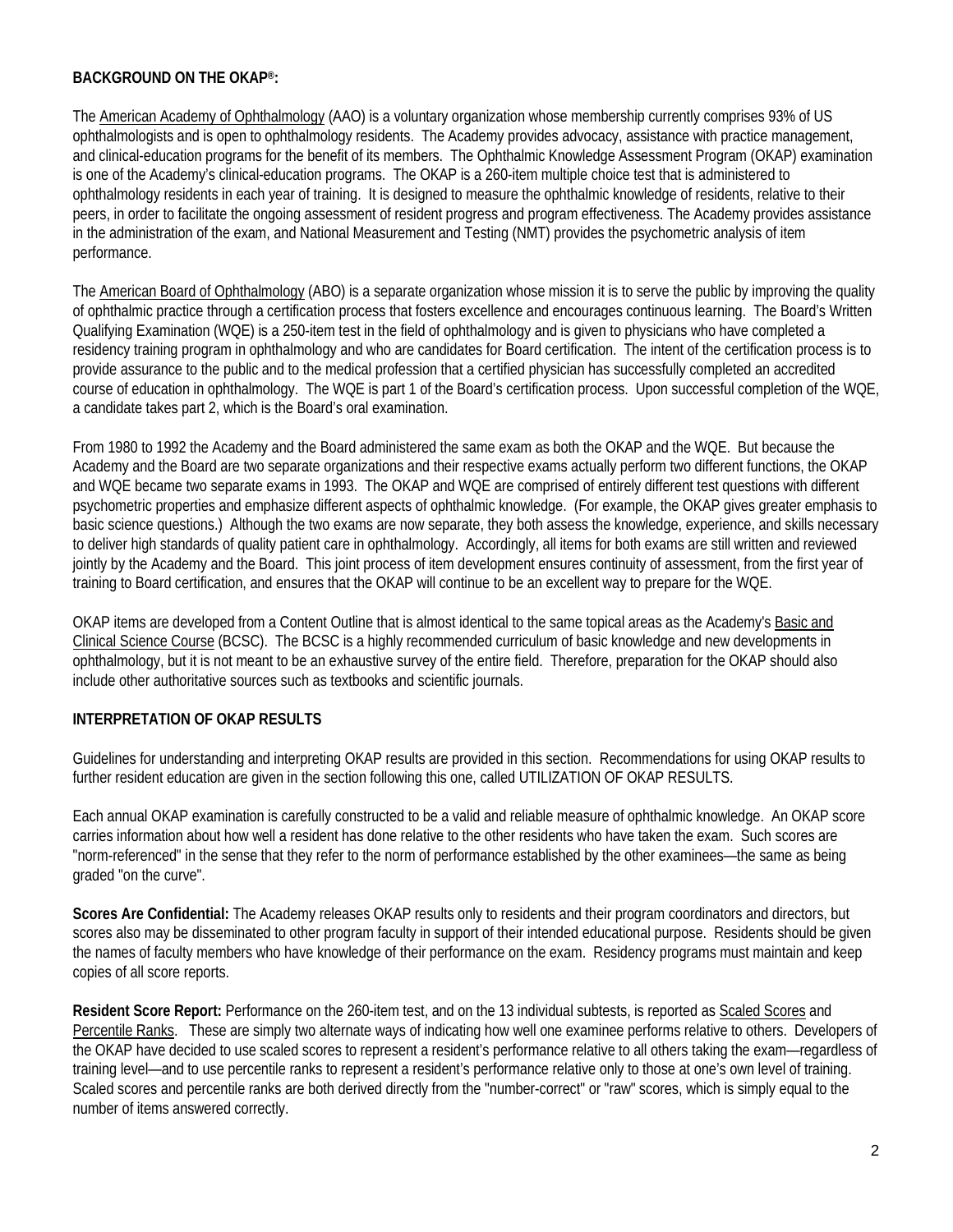## BACKGROUND ON THE OKAP®:

The American Academy of Ophthalmology (AAO) is a voluntary organization whose membership currently comprises 93% of US ophthalmologists and is open to ophthalmology residents. The Academy provides advocacy, assistance with practice management, and clinical-education programs for the benefit of its members. The Ophthalmic Knowledge Assessment Program (OKAP) examination is one of the Academy's clinical-education programs. The OKAP is a 260-item multiple choice test that is administered to ophthalmology residents in each year of training. It is designed to measure the ophthalmic knowledge of residents, relative to their peers, in order to facilitate the ongoing assessment of resident progress and program effectiveness. The Academy provides assistance in the administration of the exam, and National Measurement and Testing (NMT) provides the psychometric analysis of item performance.

The American Board of Ophthalmology (ABO) is a separate organization whose mission it is to serve the public by improving the quality of ophthalmic practice through a certification process that fosters excellence and encourages continuous learning. The Board's Written Qualifying Examination (WQE) is a 250-item test in the field of ophthalmology and is given to physicians who have completed a residency training program in ophthalmology and who are candidates for Board certification. The intent of the certification process is to provide assurance to the public and to the medical profession that a certified physician has successfully completed an accredited course of education in ophthalmology. The WQE is part 1 of the Board's certification process. Upon successful completion of the WQE, a candidate takes part 2, which is the Board's oral examination.

From 1980 to 1992 the Academy and the Board administered the same exam as both the OKAP and the WQE. But because the Academy and the Board are two separate organizations and their respective exams actually perform two different functions, the OKAP and WQE became two separate exams in 1993. The OKAP and WQE are comprised of entirely different test questions with different psychometric properties and emphasize different aspects of ophthalmic knowledge. (For example, the OKAP gives greater emphasis to basic science questions.) Although the two exams are now separate, they both assess the knowledge, experience, and skills necessary to deliver high standards of quality patient care in ophthalmology. Accordingly, all items for both exams are still written and reviewed jointly by the Academy and the Board. This joint process of item development ensures continuity of assessment, from the first year of training to Board certification, and ensures that the OKAP will continue to be an excellent way to prepare for the WQE.

OKAP items are developed from a Content Outline that is almost identical to the same topical areas as the Academy's Basic and Clinical Science Course (BCSC). The BCSC is a highly recommended curriculum of basic knowledge and new developments in ophthalmology, but it is not meant to be an exhaustive survey of the entire field. Therefore, preparation for the OKAP should also include other authoritative sources such as textbooks and scientific journals.

## INTERPRETATION OF OKAP RESULTS

Guidelines for understanding and interpreting OKAP results are provided in this section. Recommendations for using OKAP results to further resident education are given in the section following this one, called UTILIZATION OF OKAP RESULTS.

Each annual OKAP examination is carefully constructed to be a valid and reliable measure of ophthalmic knowledge. An OKAP score carries information about how well a resident has done relative to the other residents who have taken the exam. Such scores are "norm-referenced" in the sense that they refer to the norm of performance established by the other examinees—the same as being graded "on the curve".

**Scores Are Confidential:** The Academy releases OKAP results only to residents and their program coordinators and directors, but scores also may be disseminated to other program faculty in support of their intended educational purpose. Residents should be given the names of faculty members who have knowledge of their performance on the exam. Residency programs must maintain and keep copies of all score reports.

**Resident Score Report:** Performance on the 260-item test, and on the 13 individual subtests, is reported as Scaled Scores and Percentile Ranks. These are simply two alternate ways of indicating how well one examinee performs relative to others. Developers of the OKAP have decided to use scaled scores to represent a resident's performance relative to all others taking the exam—regardless of training level—and to use percentile ranks to represent a resident's performance relative only to those at one's own level of training. Scaled scores and percentile ranks are both derived directly from the "number-correct" or "raw" scores, which is simply equal to the number of items answered correctly.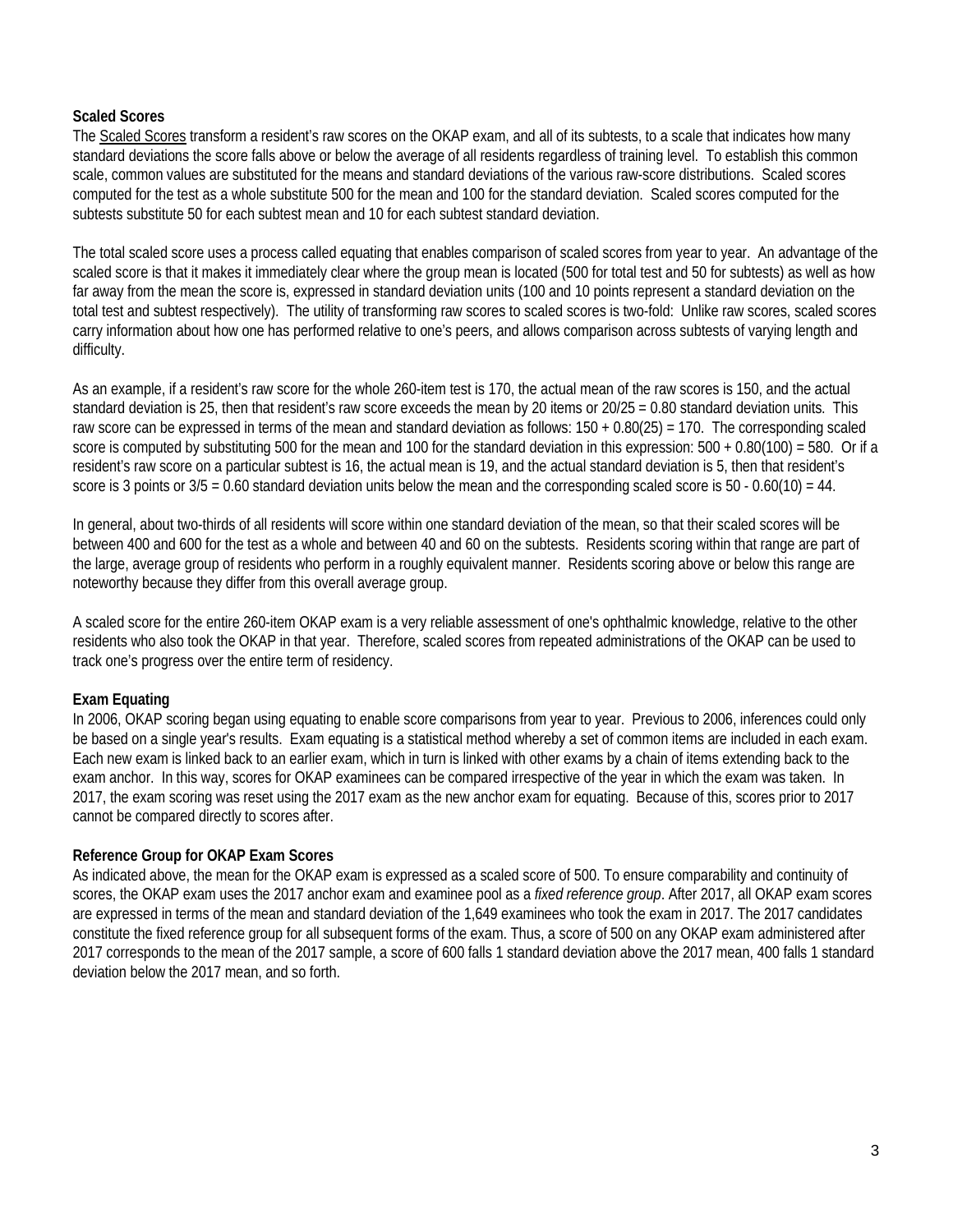### Scaled Scores

The Scaled Scores transform a resident's raw scores on the OKAP exam, and all of its subtests, to a scale that indicates how many standard deviations the score falls above or below the average of all residents regardless of training level. To establish this common scale, common values are substituted for the means and standard deviations of the various raw-score distributions. Scaled scores computed for the test as a whole substitute 500 for the mean and 100 for the standard deviation. Scaled scores computed for the subtests substitute 50 for each subtest mean and 10 for each subtest standard deviation.

The total scaled score uses a process called equating that enables comparison of scaled scores from year to year. An advantage of the scaled score is that it makes it immediately clear where the group mean is located (500 for total test and 50 for subtests) as well as how far away from the mean the score is, expressed in standard deviation units (100 and 10 points represent a standard deviation on the total test and subtest respectively). The utility of transforming raw scores to scaled scores is two-fold: Unlike raw scores, scaled scores carry information about how one has performed relative to one's peers, and allows comparison across subtests of varying length and difficulty.

As an example, if a resident's raw score for the whole 260-item test is 170, the actual mean of the raw scores is 150, and the actual standard deviation is 25, then that resident's raw score exceeds the mean by 20 items or $20/25 = 0.80$ standard deviation units. This raw score can be expressed in terms of the mean and standard deviation as follows: $150 + 0.80(25) = 170$. The corresponding scaled score is computed by substituting 500 for the mean and 100 for the standard deviation in this expression: $500 + 0.80(100) = 580$. Or if a resident's raw score on a particular subtest is 16, the actual mean is 19, and the actual standard deviation is 5, then that resident's score is 3 points or $3/5 = 0.60$ standard deviation units below the mean and the corresponding scaled score is $50 - 0.60(10) = 44$.

In general, about two-thirds of all residents will score within one standard deviation of the mean, so that their scaled scores will be between 400 and 600 for the test as a whole and between 40 and 60 on the subtests. Residents scoring within that range are part of the large, average group of residents who perform in a roughly equivalent manner. Residents scoring above or below this range are noteworthy because they differ from this overall average group.

A scaled score for the entire 260-item OKAP exam is a very reliable assessment of one's ophthalmic knowledge, relative to the other residents who also took the OKAP in that year. Therefore, scaled scores from repeated administrations of the OKAP can be used to track one's progress over the entire term of residency.

### Exam Equating

In 2006, OKAP scoring began using equating to enable score comparisons from year to year. Previous to 2006, inferences could only be based on a single year's results. Exam equating is a statistical method whereby a set of common items are included in each exam. Each new exam is linked back to an earlier exam, which in turn is linked with other exams by a chain of items extending back to the exam anchor. In this way, scores for OKAP examinees can be compared irrespective of the year in which the exam was taken. In 2017, the exam scoring was reset using the 2017 exam as the new anchor exam for equating. Because of this, scores prior to 2017 cannot be compared directly to scores after.

### Reference Group for OKAP Exam Scores

As indicated above, the mean for the OKAP exam is expressed as a scaled score of 500. To ensure comparability and continuity of scores, the OKAP exam uses the 2017 anchor exam and examinee pool as a *fixed reference group*. After 2017, all OKAP exam scores are expressed in terms of the mean and standard deviation of the 1,649 examinees who took the exam in 2017. The 2017 candidates constitute the fixed reference group for all subsequent forms of the exam. Thus, a score of 500 on any OKAP exam administered after 2017 corresponds to the mean of the 2017 sample, a score of 600 falls 1 standard deviation above the 2017 mean, 400 falls 1 standard deviation below the 2017 mean, and so forth.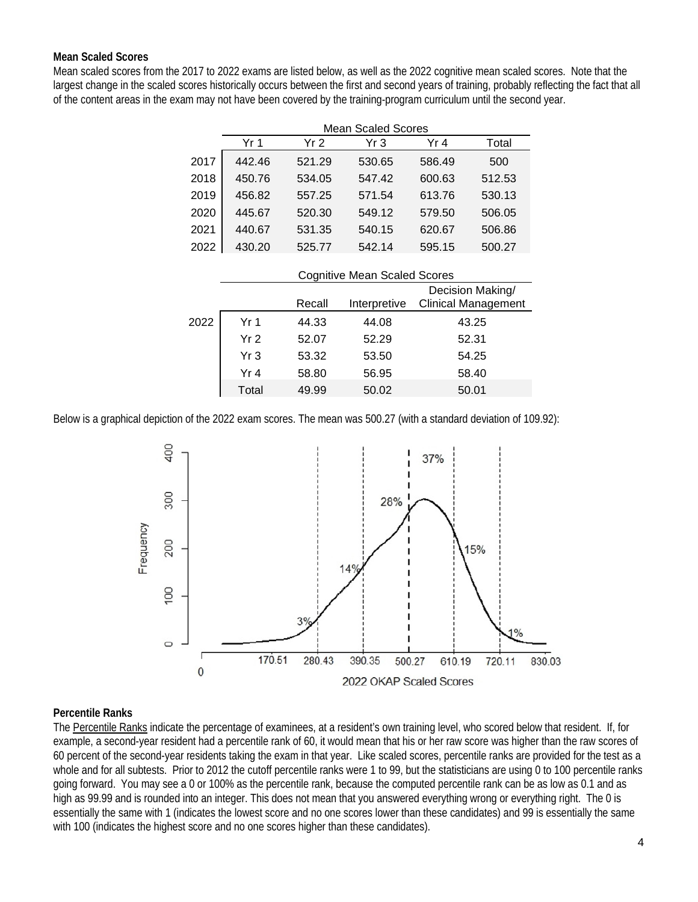**Mean Scaled Scores**

Mean scaled scores from the 2017 to 2022 exams are listed below, as well as the 2022 cognitive mean scaled scores. Note that the largest change in the scaled scores historically occurs between the first and second years of training, probably reflecting the fact that all of the content areas in the exam may not have been covered by the training-program curriculum until the second year.

| | Mean Scaled Scores | | | | |
|---|---|---|---|---|---|
| | Yr 1 | Yr 2 | Yr 3 | Yr 4 | Total |
| 2017 | 442.46 | 521.29 | 530.65 | 586.49 | 500 |
| 2018 | 450.76 | 534.05 | 547.42 | 600.63 | 512.53 |
| 2019 | 456.82 | 557.25 | 571.54 | 613.76 | 530.13 |
| 2020 | 445.67 | 520.30 | 549.12 | 579.50 | 506.05 |
| 2021 | 440.67 | 531.35 | 540.15 | 620.67 | 506.86 |
| 2022 | 430.20 | 525.77 | 542.14 | 595.15 | 500.27 |

| | Cognitive Mean Scaled Scores | | | |
|---|---|---|---|---|
| | | Recall | Interpretive | Decision Making/ Clinical Management |
| 2022 | Yr 1 | 44.33 | 44.08 | 43.25 |
| | Yr 2 | 52.07 | 52.29 | 52.31 |
| | Yr 3 | 53.32 | 53.50 | 54.25 |
| | Yr 4 | 58.80 | 56.95 | 58.40 |
| | Total | 49.99 | 50.02 | 50.01 |

Below is a graphical depiction of the 2022 exam scores. The mean was 500.27 (with a standard deviation of 109.92):

**Percentile Ranks**

The Percentile Ranks indicate the percentage of examinees, at a resident's own training level, who scored below that resident. If, for example, a second-year resident had a percentile rank of 60, it would mean that his or her raw score was higher than the raw scores of 60 percent of the second-year residents taking the exam in that year. Like scaled scores, percentile ranks are provided for the test as a whole and for all subtests. Prior to 2012 the cutoff percentile ranks were 1 to 99, but the statisticians are using 0 to 100 percentile ranks going forward. You may see a 0 or 100% as the percentile rank, because the computed percentile rank can be as low as 0.1 and as high as 99.99 and is rounded into an integer. This does not mean that you answered everything wrong or everything right. The 0 is essentially the same with 1 (indicates the lowest score and no one scores lower than these candidates) and 99 is essentially the same with 100 (indicates the highest score and no one scores higher than these candidates).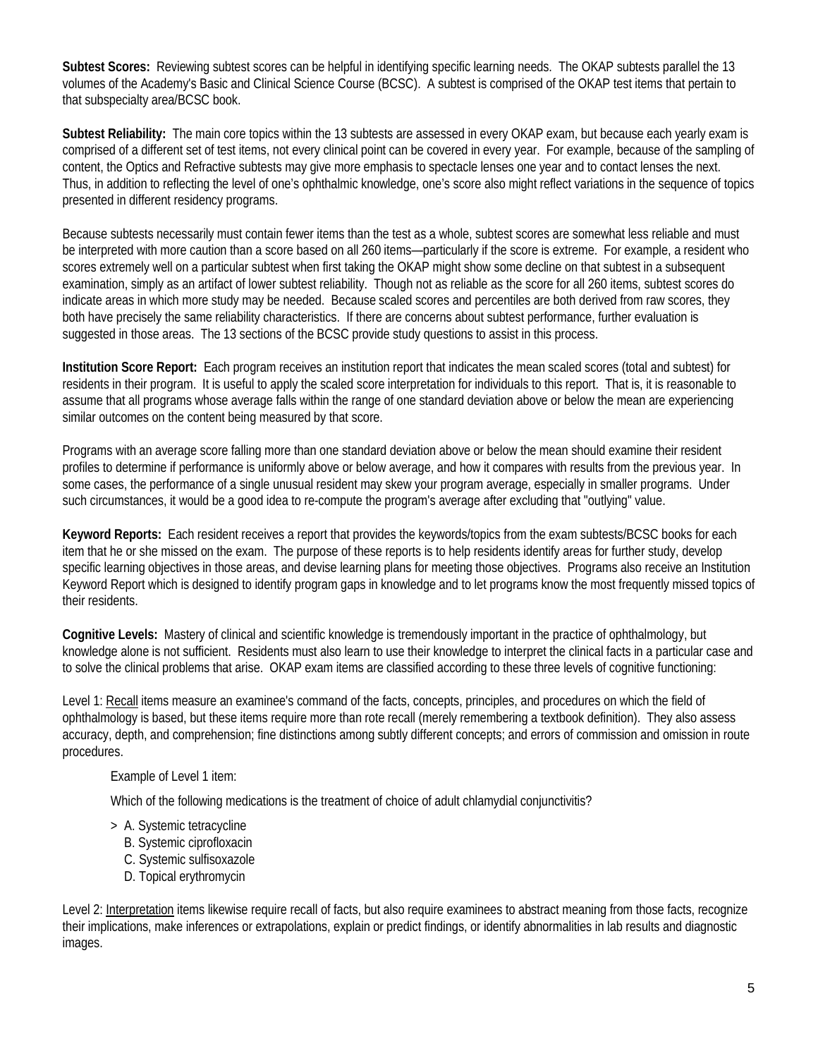**Subtest Scores:** Reviewing subtest scores can be helpful in identifying specific learning needs. The OKAP subtests parallel the 13 volumes of the Academy's Basic and Clinical Science Course (BCSC). A subtest is comprised of the OKAP test items that pertain to that subspecialty area/BCSC book.

**Subtest Reliability:** The main core topics within the 13 subtests are assessed in every OKAP exam, but because each yearly exam is comprised of a different set of test items, not every clinical point can be covered in every year. For example, because of the sampling of content, the Optics and Refractive subtests may give more emphasis to spectacle lenses one year and to contact lenses the next. Thus, in addition to reflecting the level of one's ophthalmic knowledge, one's score also might reflect variations in the sequence of topics presented in different residency programs.

Because subtests necessarily must contain fewer items than the test as a whole, subtest scores are somewhat less reliable and must be interpreted with more caution than a score based on all 260 items—particularly if the score is extreme. For example, a resident who scores extremely well on a particular subtest when first taking the OKAP might show some decline on that subtest in a subsequent examination, simply as an artifact of lower subtest reliability. Though not as reliable as the score for all 260 items, subtest scores do indicate areas in which more study may be needed. Because scaled scores and percentiles are both derived from raw scores, they both have precisely the same reliability characteristics. If there are concerns about subtest performance, further evaluation is suggested in those areas. The 13 sections of the BCSC provide study questions to assist in this process.

**Institution Score Report:** Each program receives an institution report that indicates the mean scaled scores (total and subtest) for residents in their program. It is useful to apply the scaled score interpretation for individuals to this report. That is, it is reasonable to assume that all programs whose average falls within the range of one standard deviation above or below the mean are experiencing similar outcomes on the content being measured by that score.

Programs with an average score falling more than one standard deviation above or below the mean should examine their resident profiles to determine if performance is uniformly above or below average, and how it compares with results from the previous year. In some cases, the performance of a single unusual resident may skew your program average, especially in smaller programs. Under such circumstances, it would be a good idea to re-compute the program's average after excluding that "outlying" value.

**Keyword Reports:** Each resident receives a report that provides the keywords/topics from the exam subtests/BCSC books for each item that he or she missed on the exam. The purpose of these reports is to help residents identify areas for further study, develop specific learning objectives in those areas, and devise learning plans for meeting those objectives. Programs also receive an Institution Keyword Report which is designed to identify program gaps in knowledge and to let programs know the most frequently missed topics of their residents.

**Cognitive Levels:** Mastery of clinical and scientific knowledge is tremendously important in the practice of ophthalmology, but knowledge alone is not sufficient. Residents must also learn to use their knowledge to interpret the clinical facts in a particular case and to solve the clinical problems that arise. OKAP exam items are classified according to these three levels of cognitive functioning:

Level 1: Recall items measure an examinee's command of the facts, concepts, principles, and procedures on which the field of ophthalmology is based, but these items require more than rote recall (merely remembering a textbook definition). They also assess accuracy, depth, and comprehension; fine distinctions among subtly different concepts; and errors of commission and omission in route procedures.

Example of Level 1 item:

Which of the following medications is the treatment of choice of adult chlamydial conjunctivitis?

\> A. Systemic tetracycline
B. Systemic ciprofloxacin
C. Systemic sulfisoxazole
D. Topical erythromycin

Level 2: Interpretation items likewise require recall of facts, but also require examinees to abstract meaning from those facts, recognize their implications, make inferences or extrapolations, explain or predict findings, or identify abnormalities in lab results and diagnostic images.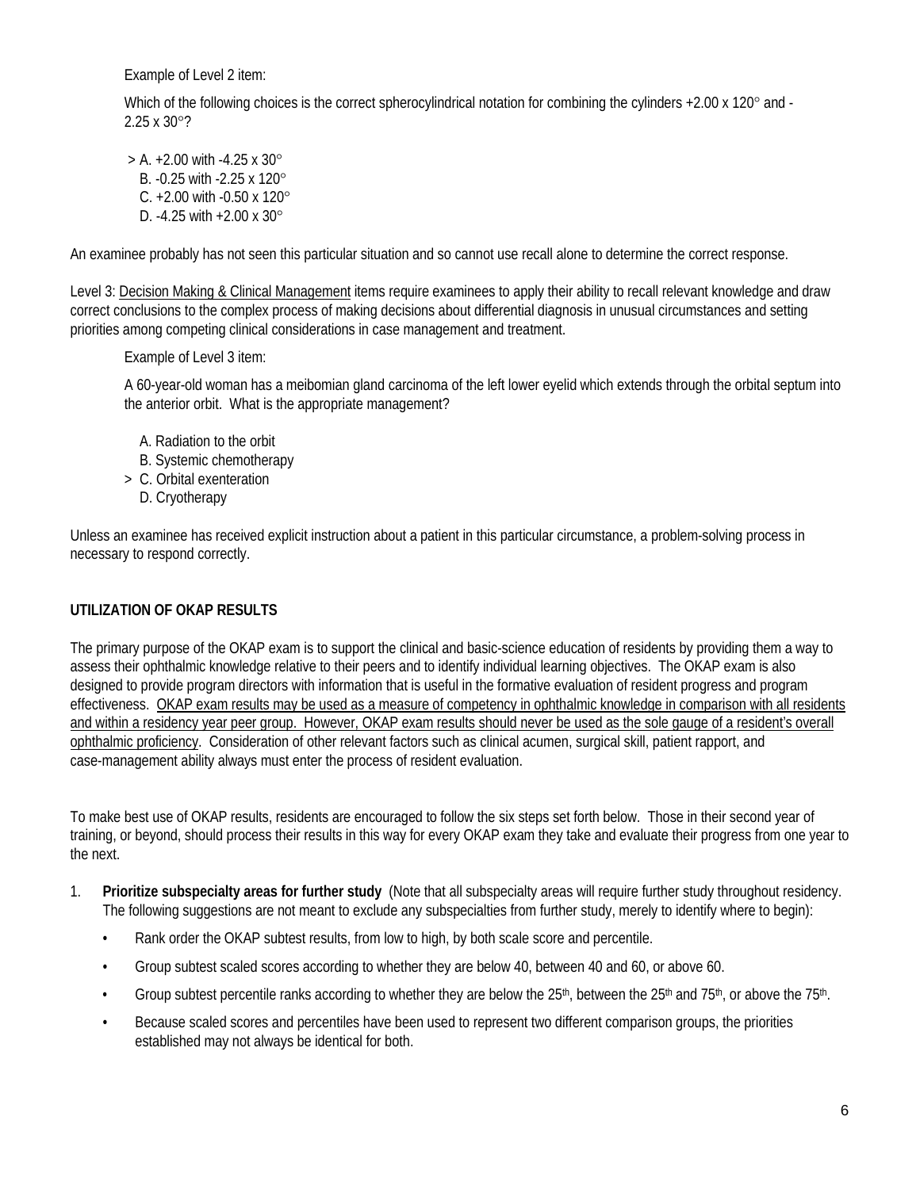Example of Level 2 item:

Which of the following choices is the correct spherocylindrical notation for combining the cylinders +2.00 x 120° and -2.25 x 30°?

> A. +2.00 with -4.25 x 30°  
B. -0.25 with -2.25 x 120°  
C. +2.00 with -0.50 x 120°  
D. -4.25 with +2.00 x 30°

An examinee probably has not seen this particular situation and so cannot use recall alone to determine the correct response.

Level 3: <u>Decision Making & Clinical Management</u> items require examinees to apply their ability to recall relevant knowledge and draw correct conclusions to the complex process of making decisions about differential diagnosis in unusual circumstances and setting priorities among competing clinical considerations in case management and treatment.

Example of Level 3 item:

A 60-year-old woman has a meibomian gland carcinoma of the left lower eyelid which extends through the orbital septum into the anterior orbit. What is the appropriate management?

A. Radiation to the orbit  
B. Systemic chemotherapy  
> C. Orbital exenteration  
D. Cryotherapy

Unless an examinee has received explicit instruction about a patient in this particular circumstance, a problem-solving process in necessary to respond correctly.

**UTILIZATION OF OKAP RESULTS**

The primary purpose of the OKAP exam is to support the clinical and basic-science education of residents by providing them a way to assess their ophthalmic knowledge relative to their peers and to identify individual learning objectives. The OKAP exam is also designed to provide program directors with information that is useful in the formative evaluation of resident progress and program effectiveness. <u>OKAP exam results may be used as a measure of competency in ophthalmic knowledge in comparison with all residents and within a residency year peer group. However, OKAP exam results should never be used as the sole gauge of a resident's overall ophthalmic proficiency</u>. Consideration of other relevant factors such as clinical acumen, surgical skill, patient rapport, and case-management ability always must enter the process of resident evaluation.

To make best use of OKAP results, residents are encouraged to follow the six steps set forth below. Those in their second year of training, or beyond, should process their results in this way for every OKAP exam they take and evaluate their progress from one year to the next.

1. **Prioritize subspecialty areas for further study** (Note that all subspecialty areas will require further study throughout residency. The following suggestions are not meant to exclude any subspecialties from further study, merely to identify where to begin):
   - Rank order the OKAP subtest results, from low to high, by both scale score and percentile.
   - Group subtest scaled scores according to whether they are below 40, between 40 and 60, or above 60.
   - Group subtest percentile ranks according to whether they are below the 25th, between the 25th and 75th, or above the 75th.
   - Because scaled scores and percentiles have been used to represent two different comparison groups, the priorities established may not always be identical for both.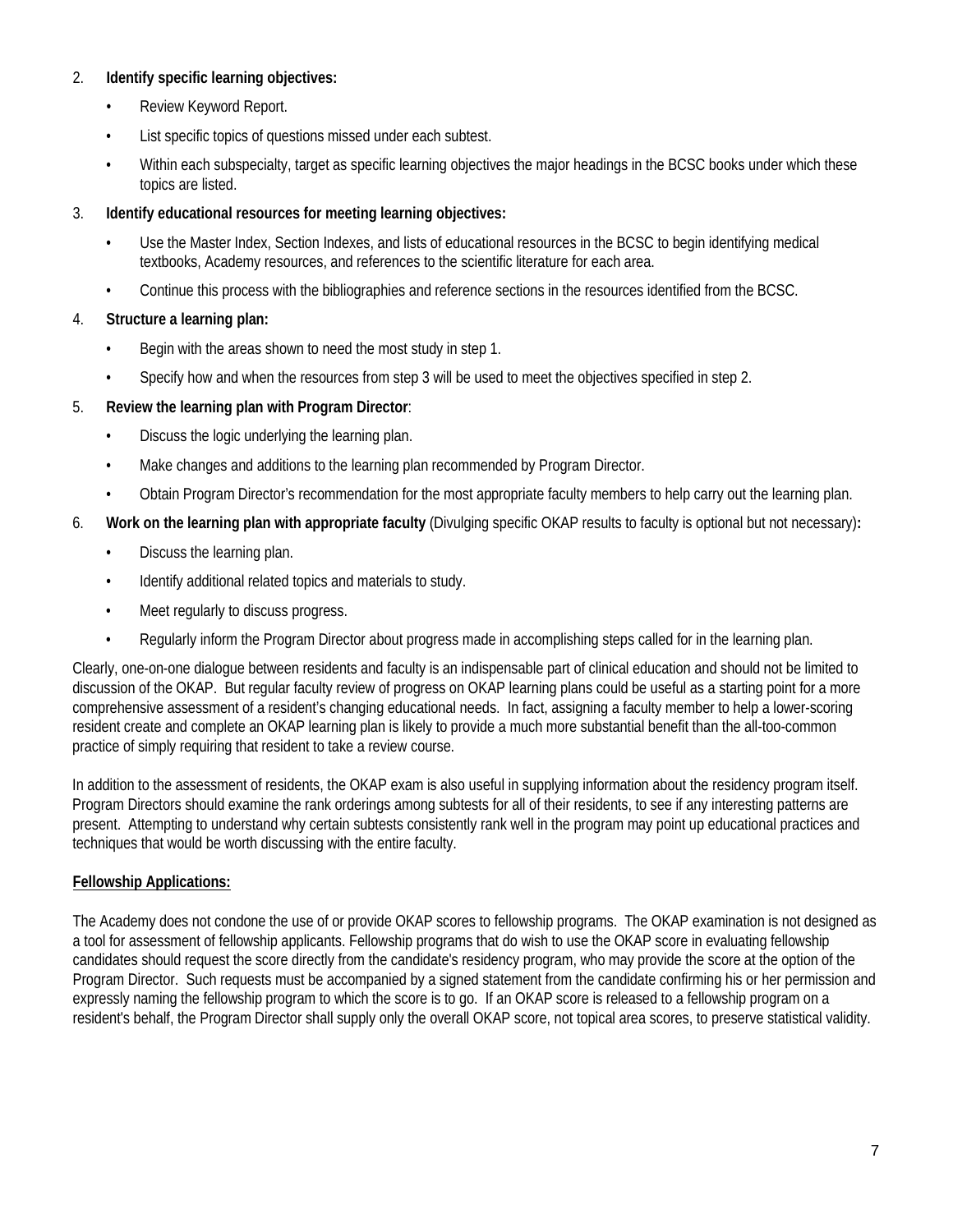2. **Identify specific learning objectives:**
   - Review Keyword Report.
   - List specific topics of questions missed under each subtest.
   - Within each subspecialty, target as specific learning objectives the major headings in the BCSC books under which these topics are listed.
3. **Identify educational resources for meeting learning objectives:**
   - Use the Master Index, Section Indexes, and lists of educational resources in the BCSC to begin identifying medical textbooks, Academy resources, and references to the scientific literature for each area.
   - Continue this process with the bibliographies and reference sections in the resources identified from the BCSC.
4. **Structure a learning plan:**
   - Begin with the areas shown to need the most study in step 1.
   - Specify how and when the resources from step 3 will be used to meet the objectives specified in step 2.
5. **Review the learning plan with Program Director**:
   - Discuss the logic underlying the learning plan.
   - Make changes and additions to the learning plan recommended by Program Director.
   - Obtain Program Director's recommendation for the most appropriate faculty members to help carry out the learning plan.
6. **Work on the learning plan with appropriate faculty** (Divulging specific OKAP results to faculty is optional but not necessary)**:**
   - Discuss the learning plan.
   - Identify additional related topics and materials to study.
   - Meet regularly to discuss progress.
   - Regularly inform the Program Director about progress made in accomplishing steps called for in the learning plan.

Clearly, one-on-one dialogue between residents and faculty is an indispensable part of clinical education and should not be limited to discussion of the OKAP. But regular faculty review of progress on OKAP learning plans could be useful as a starting point for a more comprehensive assessment of a resident's changing educational needs. In fact, assigning a faculty member to help a lower-scoring resident create and complete an OKAP learning plan is likely to provide a much more substantial benefit than the all-too-common practice of simply requiring that resident to take a review course.

In addition to the assessment of residents, the OKAP exam is also useful in supplying information about the residency program itself. Program Directors should examine the rank orderings among subtests for all of their residents, to see if any interesting patterns are present. Attempting to understand why certain subtests consistently rank well in the program may point up educational practices and techniques that would be worth discussing with the entire faculty.

**Fellowship Applications:**

The Academy does not condone the use of or provide OKAP scores to fellowship programs. The OKAP examination is not designed as a tool for assessment of fellowship applicants. Fellowship programs that do wish to use the OKAP score in evaluating fellowship candidates should request the score directly from the candidate's residency program, who may provide the score at the option of the Program Director. Such requests must be accompanied by a signed statement from the candidate confirming his or her permission and expressly naming the fellowship program to which the score is to go. If an OKAP score is released to a fellowship program on a resident's behalf, the Program Director shall supply only the overall OKAP score, not topical area scores, to preserve statistical validity.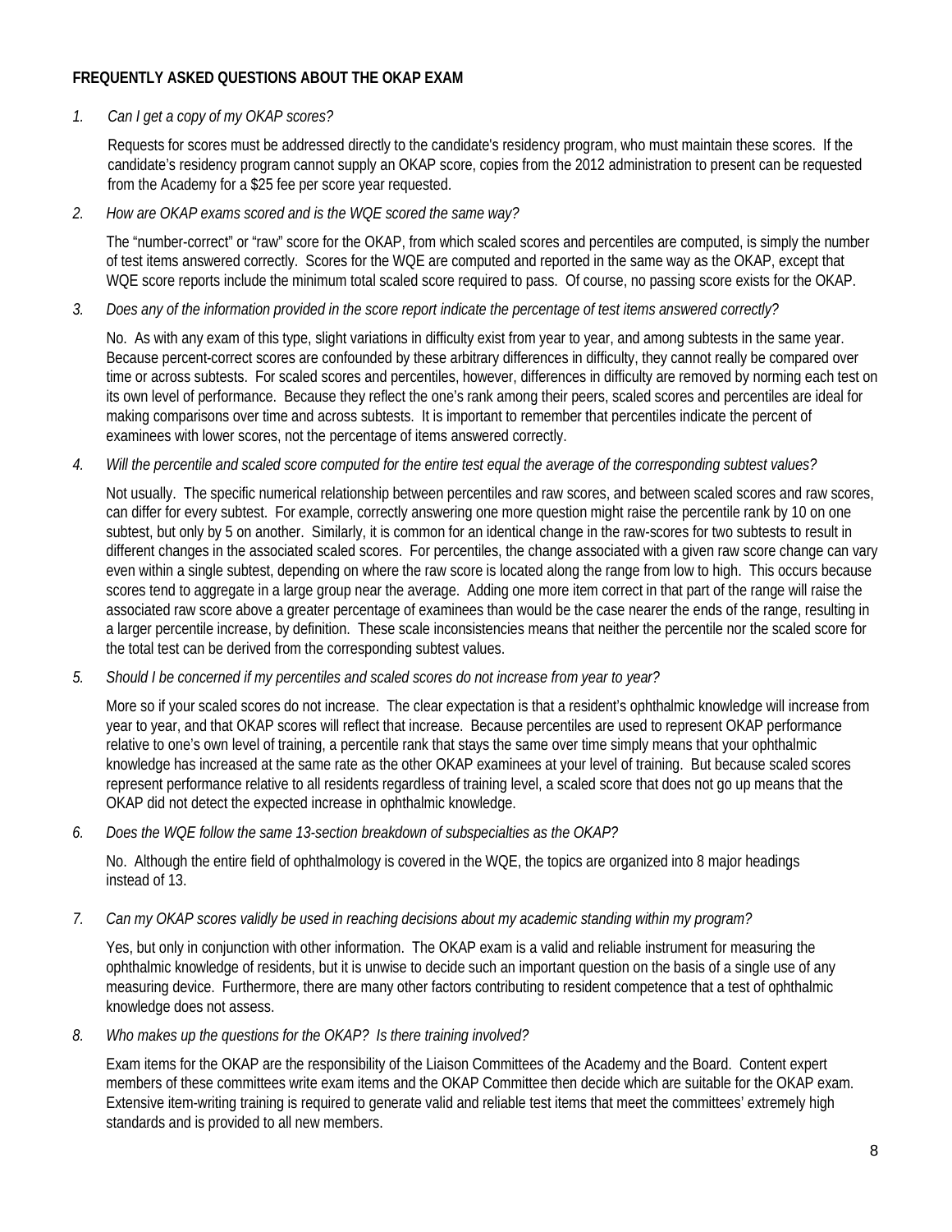**FREQUENTLY ASKED QUESTIONS ABOUT THE OKAP EXAM**

1. *Can I get a copy of my OKAP scores?*

   Requests for scores must be addressed directly to the candidate's residency program, who must maintain these scores. If the candidate's residency program cannot supply an OKAP score, copies from the 2012 administration to present can be requested from the Academy for a $25 fee per score year requested.

2. *How are OKAP exams scored and is the WQE scored the same way?*

   The "number-correct" or "raw" score for the OKAP, from which scaled scores and percentiles are computed, is simply the number of test items answered correctly. Scores for the WQE are computed and reported in the same way as the OKAP, except that WQE score reports include the minimum total scaled score required to pass. Of course, no passing score exists for the OKAP.

3. *Does any of the information provided in the score report indicate the percentage of test items answered correctly?*

   No. As with any exam of this type, slight variations in difficulty exist from year to year, and among subtests in the same year. Because percent-correct scores are confounded by these arbitrary differences in difficulty, they cannot really be compared over time or across subtests. For scaled scores and percentiles, however, differences in difficulty are removed by norming each test on its own level of performance. Because they reflect the one's rank among their peers, scaled scores and percentiles are ideal for making comparisons over time and across subtests. It is important to remember that percentiles indicate the percent of examinees with lower scores, not the percentage of items answered correctly.

4. *Will the percentile and scaled score computed for the entire test equal the average of the corresponding subtest values?*

   Not usually. The specific numerical relationship between percentiles and raw scores, and between scaled scores and raw scores, can differ for every subtest. For example, correctly answering one more question might raise the percentile rank by 10 on one subtest, but only by 5 on another. Similarly, it is common for an identical change in the raw-scores for two subtests to result in different changes in the associated scaled scores. For percentiles, the change associated with a given raw score change can vary even within a single subtest, depending on where the raw score is located along the range from low to high. This occurs because scores tend to aggregate in a large group near the average. Adding one more item correct in that part of the range will raise the associated raw score above a greater percentage of examinees than would be the case nearer the ends of the range, resulting in a larger percentile increase, by definition. These scale inconsistencies means that neither the percentile nor the scaled score for the total test can be derived from the corresponding subtest values.

5. *Should I be concerned if my percentiles and scaled scores do not increase from year to year?*

   More so if your scaled scores do not increase. The clear expectation is that a resident's ophthalmic knowledge will increase from year to year, and that OKAP scores will reflect that increase. Because percentiles are used to represent OKAP performance relative to one's own level of training, a percentile rank that stays the same over time simply means that your ophthalmic knowledge has increased at the same rate as the other OKAP examinees at your level of training. But because scaled scores represent performance relative to all residents regardless of training level, a scaled score that does not go up means that the OKAP did not detect the expected increase in ophthalmic knowledge.

6. *Does the WQE follow the same 13-section breakdown of subspecialties as the OKAP?*

   No. Although the entire field of ophthalmology is covered in the WQE, the topics are organized into 8 major headings instead of 13.

7. *Can my OKAP scores validly be used in reaching decisions about my academic standing within my program?*

   Yes, but only in conjunction with other information. The OKAP exam is a valid and reliable instrument for measuring the ophthalmic knowledge of residents, but it is unwise to decide such an important question on the basis of a single use of any measuring device. Furthermore, there are many other factors contributing to resident competence that a test of ophthalmic knowledge does not assess.

8. *Who makes up the questions for the OKAP? Is there training involved?*

   Exam items for the OKAP are the responsibility of the Liaison Committees of the Academy and the Board. Content expert members of these committees write exam items and the OKAP Committee then decide which are suitable for the OKAP exam. Extensive item-writing training is required to generate valid and reliable test items that meet the committees' extremely high standards and is provided to all new members.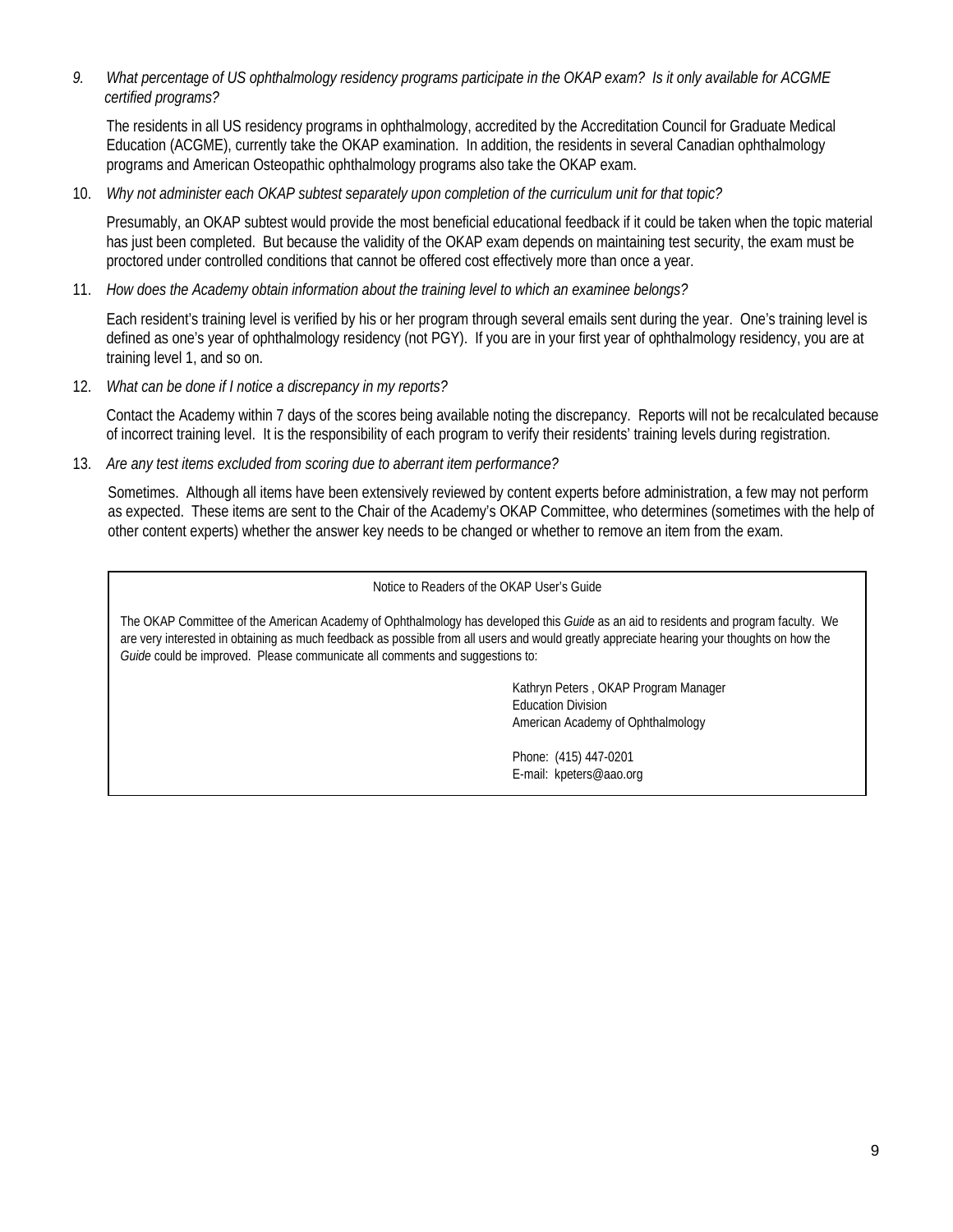9. *What percentage of US ophthalmology residency programs participate in the OKAP exam? Is it only available for ACGME certified programs?*

   The residents in all US residency programs in ophthalmology, accredited by the Accreditation Council for Graduate Medical Education (ACGME), currently take the OKAP examination. In addition, the residents in several Canadian ophthalmology programs and American Osteopathic ophthalmology programs also take the OKAP exam.

10. *Why not administer each OKAP subtest separately upon completion of the curriculum unit for that topic?*

    Presumably, an OKAP subtest would provide the most beneficial educational feedback if it could be taken when the topic material has just been completed. But because the validity of the OKAP exam depends on maintaining test security, the exam must be proctored under controlled conditions that cannot be offered cost effectively more than once a year.

11. *How does the Academy obtain information about the training level to which an examinee belongs?*

    Each resident's training level is verified by his or her program through several emails sent during the year. One's training level is defined as one's year of ophthalmology residency (not PGY). If you are in your first year of ophthalmology residency, you are at training level 1, and so on.

12. *What can be done if I notice a discrepancy in my reports?*

    Contact the Academy within 7 days of the scores being available noting the discrepancy. Reports will not be recalculated because of incorrect training level. It is the responsibility of each program to verify their residents' training levels during registration.

13. *Are any test items excluded from scoring due to aberrant item performance?*

    Sometimes. Although all items have been extensively reviewed by content experts before administration, a few may not perform as expected. These items are sent to the Chair of the Academy's OKAP Committee, who determines (sometimes with the help of other content experts) whether the answer key needs to be changed or whether to remove an item from the exam.

---

Notice to Readers of the OKAP User's Guide

The OKAP Committee of the American Academy of Ophthalmology has developed this *Guide* as an aid to residents and program faculty. We are very interested in obtaining as much feedback as possible from all users and would greatly appreciate hearing your thoughts on how the *Guide* could be improved. Please communicate all comments and suggestions to:

Kathryn Peters , OKAP Program Manager
Education Division
American Academy of Ophthalmology

Phone: (415) 447-0201
E-mail: kpeters@aao.org

---